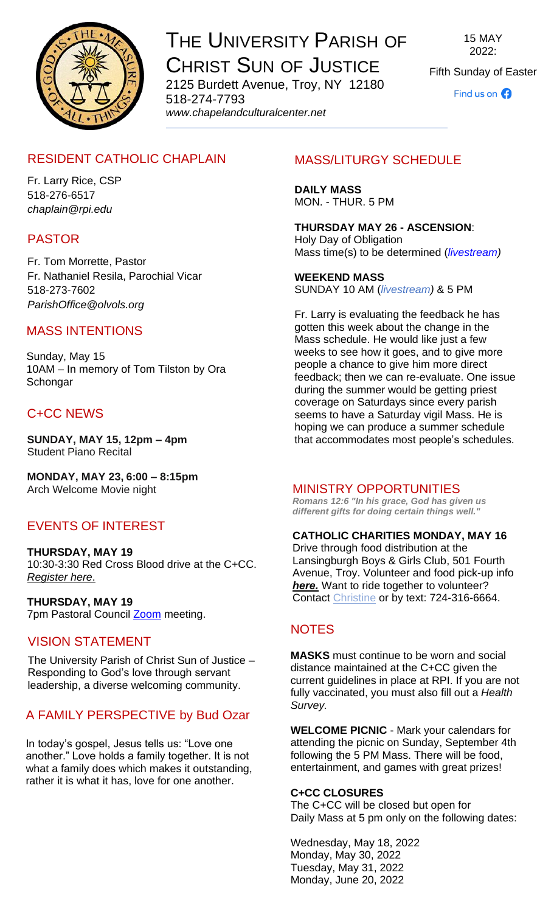# THE UNIVERSITY PARISH OF CHRIST SUN OF JUSTICE

2125 Burdett Avenue, Troy, NY 12180
518-274-7793
*www.chapelandculturalcenter.net*

15 MAY 2022:
Fifth Sunday of Easter

Find us on

## RESIDENT CATHOLIC CHAPLAIN

Fr. Larry Rice, CSP
518-276-6517
*chaplain@rpi.edu*

## PASTOR

Fr. Tom Morrette, Pastor
Fr. Nathaniel Resila, Parochial Vicar
518-273-7602
*ParishOffice@olvols.org*

## MASS INTENTIONS

Sunday, May 15
10AM – In memory of Tom Tilston by Ora Schongar

## C+CC NEWS

**SUNDAY, MAY 15, 12pm – 4pm**
Student Piano Recital

**MONDAY, MAY 23, 6:00 – 8:15pm**
Arch Welcome Movie night

## EVENTS OF INTEREST

**THURSDAY, MAY 19**
10:30-3:30 Red Cross Blood drive at the C+CC. *Register here*.

**THURSDAY, MAY 19**
7pm Pastoral Council Zoom meeting.

## VISION STATEMENT

The University Parish of Christ Sun of Justice – Responding to God's love through servant leadership, a diverse welcoming community.

## A FAMILY PERSPECTIVE by Bud Ozar

In today's gospel, Jesus tells us: "Love one another." Love holds a family together. It is not what a family does which makes it outstanding, rather it is what it has, love for one another.

## MASS/LITURGY SCHEDULE

**DAILY MASS**
MON. - THUR. 5 PM

**THURSDAY MAY 26 - ASCENSION**:
Holy Day of Obligation
Mass time(s) to be determined (*livestream)*

**WEEKEND MASS**
SUNDAY 10 AM (*livestream)* & 5 PM

Fr. Larry is evaluating the feedback he has gotten this week about the change in the Mass schedule. He would like just a few weeks to see how it goes, and to give more people a chance to give him more direct feedback; then we can re-evaluate. One issue during the summer would be getting priest coverage on Saturdays since every parish seems to have a Saturday vigil Mass. He is hoping we can produce a summer schedule that accommodates most people's schedules.

## MINISTRY OPPORTUNITIES

***Romans 12:6 "In his grace, God has given us different gifts for doing certain things well."***

**CATHOLIC CHARITIES MONDAY, MAY 16**
Drive through food distribution at the Lansingburgh Boys & Girls Club, 501 Fourth Avenue, Troy. Volunteer and food pick-up info ***here.*** Want to ride together to volunteer? Contact Christine or by text: 724-316-6664.

## NOTES

**MASKS** must continue to be worn and social distance maintained at the C+CC given the current guidelines in place at RPI. If you are not fully vaccinated, you must also fill out a *Health Survey.*

**WELCOME PICNIC** - Mark your calendars for attending the picnic on Sunday, September 4th following the 5 PM Mass. There will be food, entertainment, and games with great prizes!

**C+CC CLOSURES**
The C+CC will be closed but open for Daily Mass at 5 pm only on the following dates:

Wednesday, May 18, 2022
Monday, May 30, 2022
Tuesday, May 31, 2022
Monday, June 20, 2022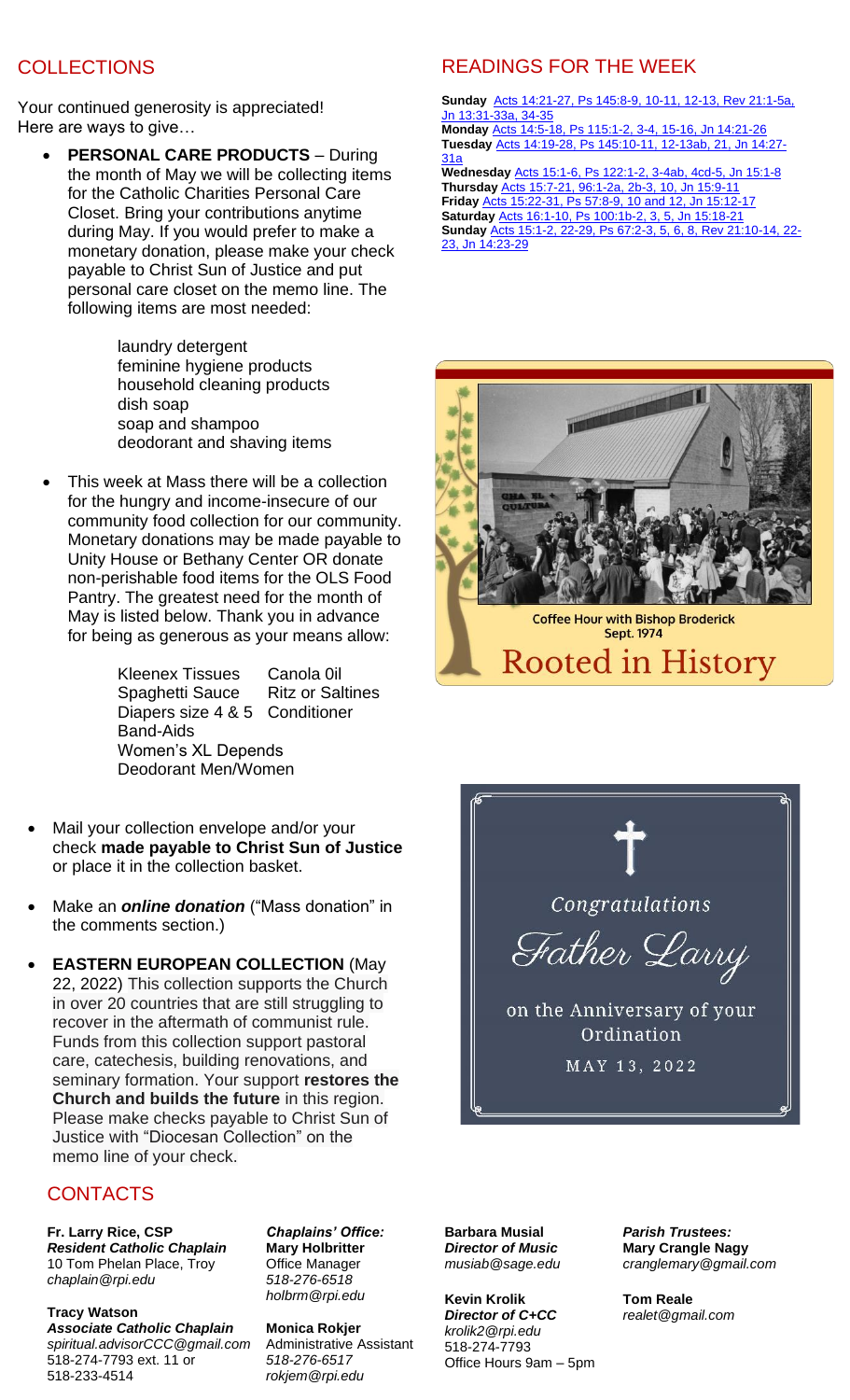## COLLECTIONS

Your continued generosity is appreciated!
Here are ways to give…

- **PERSONAL CARE PRODUCTS** – During the month of May we will be collecting items for the Catholic Charities Personal Care Closet. Bring your contributions anytime during May. If you would prefer to make a monetary donation, please make your check payable to Christ Sun of Justice and put personal care closet on the memo line. The following items are most needed:

  laundry detergent
  feminine hygiene products
  household cleaning products
  dish soap
  soap and shampoo
  deodorant and shaving items

- This week at Mass there will be a collection for the hungry and income-insecure of our community food collection for our community. Monetary donations may be made payable to Unity House or Bethany Center OR donate non-perishable food items for the OLS Food Pantry. The greatest need for the month of May is listed below. Thank you in advance for being as generous as your means allow:

  Kleenex Tissues — Canola 0il
  Spaghetti Sauce — Ritz or Saltines
  Diapers size 4 & 5 — Conditioner
  Band-Aids
  Women's XL Depends
  Deodorant Men/Women

- Mail your collection envelope and/or your check **made payable to Christ Sun of Justice** or place it in the collection basket.

- Make an ***online donation*** ("Mass donation" in the comments section.)

- **EASTERN EUROPEAN COLLECTION** (May 22, 2022) This collection supports the Church in over 20 countries that are still struggling to recover in the aftermath of communist rule. Funds from this collection support pastoral care, catechesis, building renovations, and seminary formation. Your support **restores the Church and builds the future** in this region. Please make checks payable to Christ Sun of Justice with "Diocesan Collection" on the memo line of your check.

## READINGS FOR THE WEEK

**Sunday** Acts 14:21-27, Ps 145:8-9, 10-11, 12-13, Rev 21:1-5a, Jn 13:31-33a, 34-35
**Monday** Acts 14:5-18, Ps 115:1-2, 3-4, 15-16, Jn 14:21-26
**Tuesday** Acts 14:19-28, Ps 145:10-11, 12-13ab, 21, Jn 14:27-31a
**Wednesday** Acts 15:1-6, Ps 122:1-2, 3-4ab, 4cd-5, Jn 15:1-8
**Thursday** Acts 15:7-21, 96:1-2a, 2b-3, 10, Jn 15:9-11
**Friday** Acts 15:22-31, Ps 57:8-9, 10 and 12, Jn 15:12-17
**Saturday** Acts 16:1-10, Ps 100:1b-2, 3, 5, Jn 15:18-21
**Sunday** Acts 15:1-2, 22-29, Ps 67:2-3, 5, 6, 8, Rev 21:10-14, 22-23, Jn 14:23-29

Coffee Hour with Bishop Broderick
Sept. 1974

Rooted in History

Congratulations
Father Larry
on the Anniversary of your Ordination
MAY 13, 2022

## CONTACTS

**Fr. Larry Rice, CSP**
***Resident Catholic Chaplain***
10 Tom Phelan Place, Troy
*chaplain@rpi.edu*

**Tracy Watson**
***Associate Catholic Chaplain***
*spiritual.advisorCCC@gmail.com*
518-274-7793 ext. 11 or
518-233-4514

***Chaplains' Office:***
**Mary Holbritter**
Office Manager
*518-276-6518*
*holbrm@rpi.edu*

**Monica Rokjer**
Administrative Assistant
*518-276-6517*
*rokjem@rpi.edu*

**Barbara Musial**
***Director of Music***
*musiab@sage.edu*

**Kevin Krolik**
***Director of C+CC***
*krolik2@rpi.edu*
518-274-7793
Office Hours 9am – 5pm

***Parish Trustees:***
**Mary Crangle Nagy**
*cranglemary@gmail.com*

**Tom Reale**
*realet@gmail.com*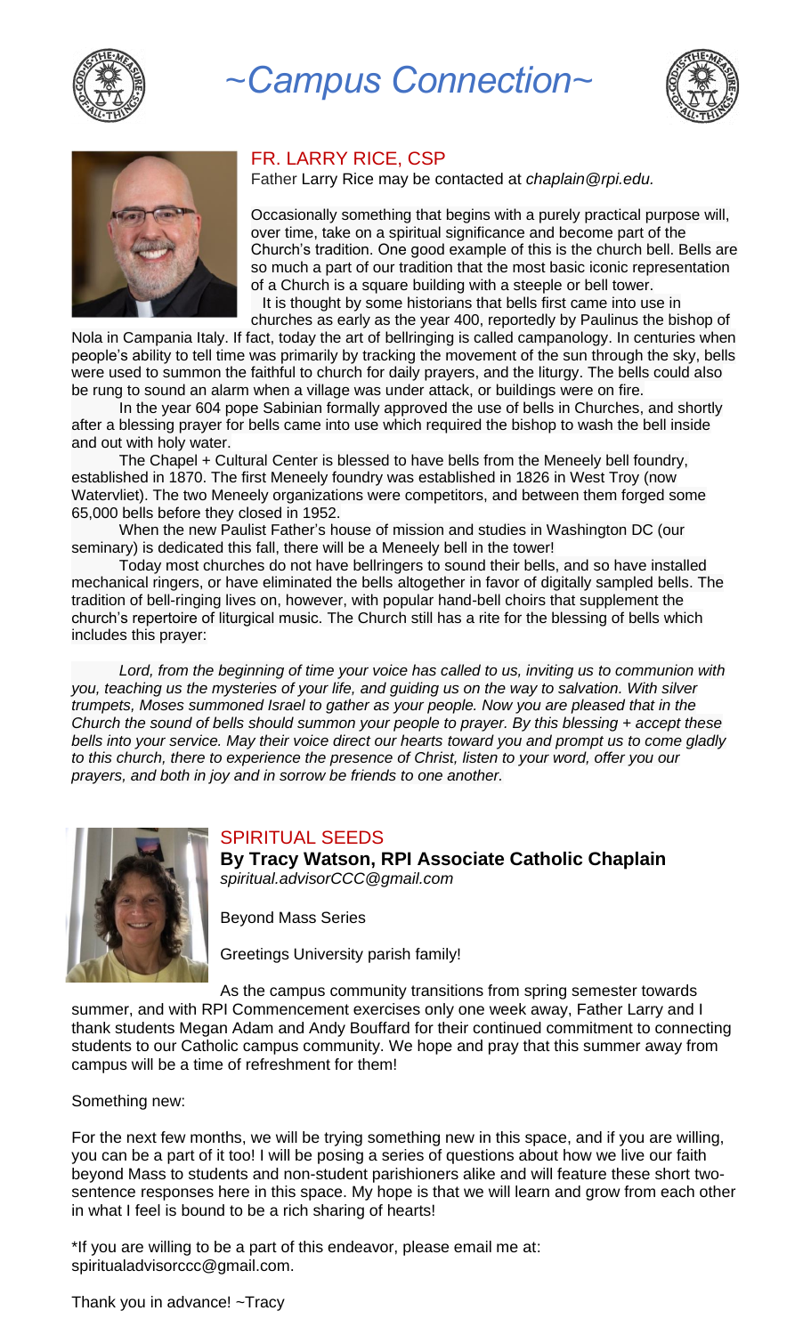# ~Campus Connection~

## FR. LARRY RICE, CSP

Father Larry Rice may be contacted at *chaplain@rpi.edu.*

Occasionally something that begins with a purely practical purpose will, over time, take on a spiritual significance and become part of the Church's tradition. One good example of this is the church bell. Bells are so much a part of our tradition that the most basic iconic representation of a Church is a square building with a steeple or bell tower.

It is thought by some historians that bells first came into use in churches as early as the year 400, reportedly by Paulinus the bishop of Nola in Campania Italy. If fact, today the art of bellringing is called campanology. In centuries when people's ability to tell time was primarily by tracking the movement of the sun through the sky, bells were used to summon the faithful to church for daily prayers, and the liturgy. The bells could also be rung to sound an alarm when a village was under attack, or buildings were on fire.

In the year 604 pope Sabinian formally approved the use of bells in Churches, and shortly after a blessing prayer for bells came into use which required the bishop to wash the bell inside and out with holy water.

The Chapel + Cultural Center is blessed to have bells from the Meneely bell foundry, established in 1870. The first Meneely foundry was established in 1826 in West Troy (now Watervliet). The two Meneely organizations were competitors, and between them forged some 65,000 bells before they closed in 1952.

When the new Paulist Father's house of mission and studies in Washington DC (our seminary) is dedicated this fall, there will be a Meneely bell in the tower!

Today most churches do not have bellringers to sound their bells, and so have installed mechanical ringers, or have eliminated the bells altogether in favor of digitally sampled bells. The tradition of bell-ringing lives on, however, with popular hand-bell choirs that supplement the church's repertoire of liturgical music. The Church still has a rite for the blessing of bells which includes this prayer:

*Lord, from the beginning of time your voice has called to us, inviting us to communion with you, teaching us the mysteries of your life, and guiding us on the way to salvation. With silver trumpets, Moses summoned Israel to gather as your people. Now you are pleased that in the Church the sound of bells should summon your people to prayer. By this blessing + accept these bells into your service. May their voice direct our hearts toward you and prompt us to come gladly to this church, there to experience the presence of Christ, listen to your word, offer you our prayers, and both in joy and in sorrow be friends to one another.*

## SPIRITUAL SEEDS

**By Tracy Watson, RPI Associate Catholic Chaplain**
*spiritual.advisorCCC@gmail.com*

Beyond Mass Series

Greetings University parish family!

As the campus community transitions from spring semester towards summer, and with RPI Commencement exercises only one week away, Father Larry and I thank students Megan Adam and Andy Bouffard for their continued commitment to connecting students to our Catholic campus community. We hope and pray that this summer away from campus will be a time of refreshment for them!

Something new:

For the next few months, we will be trying something new in this space, and if you are willing, you can be a part of it too! I will be posing a series of questions about how we live our faith beyond Mass to students and non-student parishioners alike and will feature these short two-sentence responses here in this space. My hope is that we will learn and grow from each other in what I feel is bound to be a rich sharing of hearts!

*If you are willing to be a part of this endeavor, please email me at: spiritualadvisorccc@gmail.com.

Thank you in advance! ~Tracy